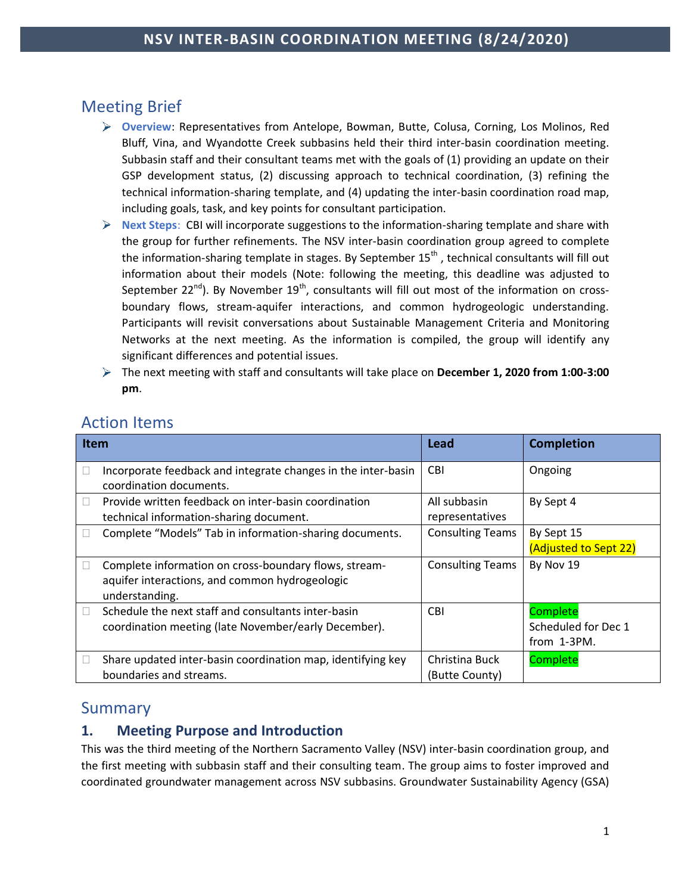# NSV INTER-BASIN COORDINATION MEETING (8/24/2020)

## Meeting Brief

- **Overview**: Representatives from Antelope, Bowman, Butte, Colusa, Corning, Los Molinos, Red Bluff, Vina, and Wyandotte Creek subbasins held their third inter-basin coordination meeting. Subbasin staff and their consultant teams met with the goals of (1) providing an update on their GSP development status, (2) discussing approach to technical coordination, (3) refining the technical information-sharing template, and (4) updating the inter-basin coordination road map, including goals, task, and key points for consultant participation.
- **Next Steps**: CBI will incorporate suggestions to the information-sharing template and share with the group for further refinements. The NSV inter-basin coordination group agreed to complete the information-sharing template in stages. By September 15th, technical consultants will fill out information about their models (Note: following the meeting, this deadline was adjusted to September 22nd). By November 19th, consultants will fill out most of the information on cross-boundary flows, stream-aquifer interactions, and common hydrogeologic understanding. Participants will revisit conversations about Sustainable Management Criteria and Monitoring Networks at the next meeting. As the information is compiled, the group will identify any significant differences and potential issues.
- The next meeting with staff and consultants will take place on **December 1, 2020 from 1:00-3:00 pm**.

## Action Items

| Item | Lead | Completion |
|---|---|---|
| ☐ Incorporate feedback and integrate changes in the inter-basin coordination documents. | CBI | Ongoing |
| ☐ Provide written feedback on inter-basin coordination technical information-sharing document. | All subbasin representatives | By Sept 4 |
| ☐ Complete "Models" Tab in information-sharing documents. | Consulting Teams | By Sept 15 (Adjusted to Sept 22) |
| ☐ Complete information on cross-boundary flows, stream-aquifer interactions, and common hydrogeologic understanding. | Consulting Teams | By Nov 19 |
| ☐ Schedule the next staff and consultants inter-basin coordination meeting (late November/early December). | CBI | Complete Scheduled for Dec 1 from 1-3PM. |
| ☐ Share updated inter-basin coordination map, identifying key boundaries and streams. | Christina Buck (Butte County) | Complete |

## Summary

### 1. Meeting Purpose and Introduction

This was the third meeting of the Northern Sacramento Valley (NSV) inter-basin coordination group, and the first meeting with subbasin staff and their consulting team. The group aims to foster improved and coordinated groundwater management across NSV subbasins. Groundwater Sustainability Agency (GSA)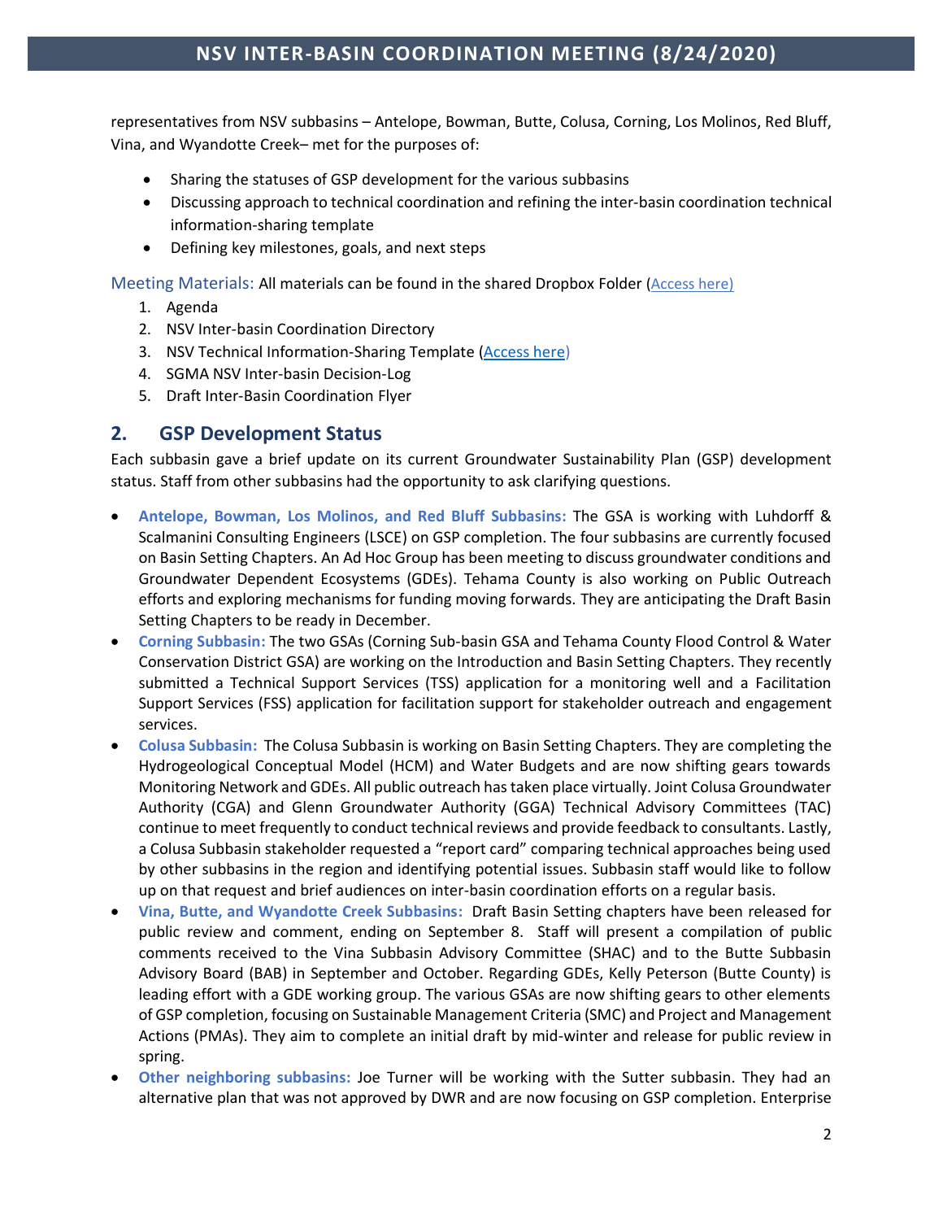representatives from NSV subbasins – Antelope, Bowman, Butte, Colusa, Corning, Los Molinos, Red Bluff, Vina, and Wyandotte Creek– met for the purposes of:

- Sharing the statuses of GSP development for the various subbasins
- Discussing approach to technical coordination and refining the inter-basin coordination technical information-sharing template
- Defining key milestones, goals, and next steps

Meeting Materials: All materials can be found in the shared Dropbox Folder (Access here)

1. Agenda
2. NSV Inter-basin Coordination Directory
3. NSV Technical Information-Sharing Template (Access here)
4. SGMA NSV Inter-basin Decision-Log
5. Draft Inter-Basin Coordination Flyer

## 2. GSP Development Status

Each subbasin gave a brief update on its current Groundwater Sustainability Plan (GSP) development status. Staff from other subbasins had the opportunity to ask clarifying questions.

- **Antelope, Bowman, Los Molinos, and Red Bluff Subbasins:** The GSA is working with Luhdorff & Scalmanini Consulting Engineers (LSCE) on GSP completion. The four subbasins are currently focused on Basin Setting Chapters. An Ad Hoc Group has been meeting to discuss groundwater conditions and Groundwater Dependent Ecosystems (GDEs). Tehama County is also working on Public Outreach efforts and exploring mechanisms for funding moving forwards. They are anticipating the Draft Basin Setting Chapters to be ready in December.
- **Corning Subbasin:** The two GSAs (Corning Sub-basin GSA and Tehama County Flood Control & Water Conservation District GSA) are working on the Introduction and Basin Setting Chapters. They recently submitted a Technical Support Services (TSS) application for a monitoring well and a Facilitation Support Services (FSS) application for facilitation support for stakeholder outreach and engagement services.
- **Colusa Subbasin:** The Colusa Subbasin is working on Basin Setting Chapters. They are completing the Hydrogeological Conceptual Model (HCM) and Water Budgets and are now shifting gears towards Monitoring Network and GDEs. All public outreach has taken place virtually. Joint Colusa Groundwater Authority (CGA) and Glenn Groundwater Authority (GGA) Technical Advisory Committees (TAC) continue to meet frequently to conduct technical reviews and provide feedback to consultants. Lastly, a Colusa Subbasin stakeholder requested a "report card" comparing technical approaches being used by other subbasins in the region and identifying potential issues. Subbasin staff would like to follow up on that request and brief audiences on inter-basin coordination efforts on a regular basis.
- **Vina, Butte, and Wyandotte Creek Subbasins:** Draft Basin Setting chapters have been released for public review and comment, ending on September 8. Staff will present a compilation of public comments received to the Vina Subbasin Advisory Committee (SHAC) and to the Butte Subbasin Advisory Board (BAB) in September and October. Regarding GDEs, Kelly Peterson (Butte County) is leading effort with a GDE working group. The various GSAs are now shifting gears to other elements of GSP completion, focusing on Sustainable Management Criteria (SMC) and Project and Management Actions (PMAs). They aim to complete an initial draft by mid-winter and release for public review in spring.
- **Other neighboring subbasins:** Joe Turner will be working with the Sutter subbasin. They had an alternative plan that was not approved by DWR and are now focusing on GSP completion. Enterprise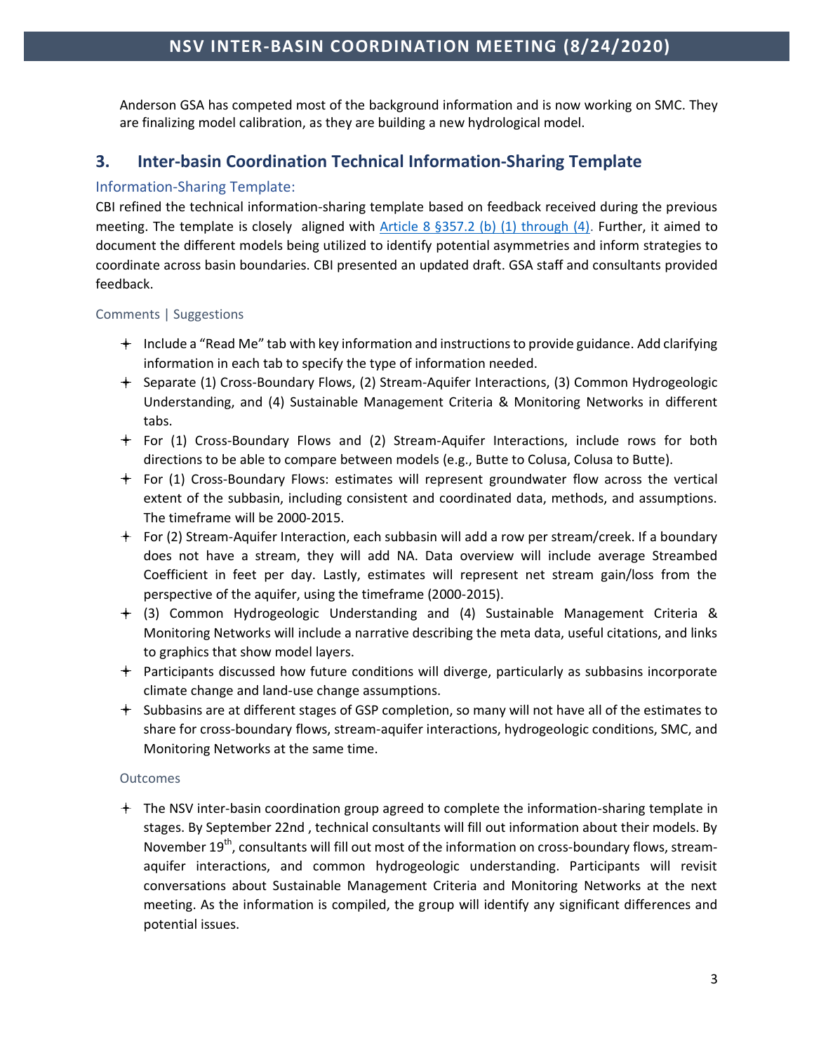Anderson GSA has competed most of the background information and is now working on SMC. They are finalizing model calibration, as they are building a new hydrological model.

## 3. Inter-basin Coordination Technical Information-Sharing Template

### Information-Sharing Template:

CBI refined the technical information-sharing template based on feedback received during the previous meeting. The template is closely aligned with [Article 8 §357.2 (b) (1) through (4).](#) Further, it aimed to document the different models being utilized to identify potential asymmetries and inform strategies to coordinate across basin boundaries. CBI presented an updated draft. GSA staff and consultants provided feedback.

#### Comments | Suggestions

- Include a "Read Me" tab with key information and instructions to provide guidance. Add clarifying information in each tab to specify the type of information needed.
- Separate (1) Cross-Boundary Flows, (2) Stream-Aquifer Interactions, (3) Common Hydrogeologic Understanding, and (4) Sustainable Management Criteria & Monitoring Networks in different tabs.
- For (1) Cross-Boundary Flows and (2) Stream-Aquifer Interactions, include rows for both directions to be able to compare between models (e.g., Butte to Colusa, Colusa to Butte).
- For (1) Cross-Boundary Flows: estimates will represent groundwater flow across the vertical extent of the subbasin, including consistent and coordinated data, methods, and assumptions. The timeframe will be 2000-2015.
- For (2) Stream-Aquifer Interaction, each subbasin will add a row per stream/creek. If a boundary does not have a stream, they will add NA. Data overview will include average Streambed Coefficient in feet per day. Lastly, estimates will represent net stream gain/loss from the perspective of the aquifer, using the timeframe (2000-2015).
- (3) Common Hydrogeologic Understanding and (4) Sustainable Management Criteria & Monitoring Networks will include a narrative describing the meta data, useful citations, and links to graphics that show model layers.
- Participants discussed how future conditions will diverge, particularly as subbasins incorporate climate change and land-use change assumptions.
- Subbasins are at different stages of GSP completion, so many will not have all of the estimates to share for cross-boundary flows, stream-aquifer interactions, hydrogeologic conditions, SMC, and Monitoring Networks at the same time.

#### Outcomes

- The NSV inter-basin coordination group agreed to complete the information-sharing template in stages. By September 22nd , technical consultants will fill out information about their models. By November 19th, consultants will fill out most of the information on cross-boundary flows, stream-aquifer interactions, and common hydrogeologic understanding. Participants will revisit conversations about Sustainable Management Criteria and Monitoring Networks at the next meeting. As the information is compiled, the group will identify any significant differences and potential issues.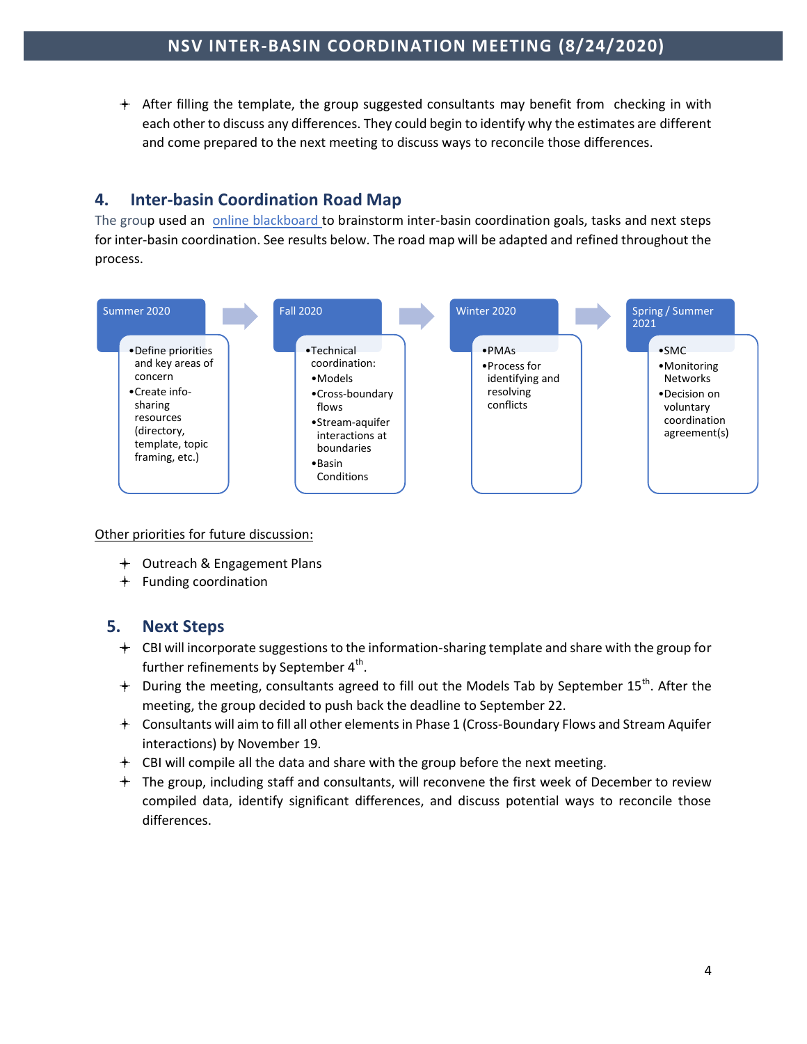- After filling the template, the group suggested consultants may benefit from checking in with each other to discuss any differences. They could begin to identify why the estimates are different and come prepared to the next meeting to discuss ways to reconcile those differences.

## 4. Inter-basin Coordination Road Map

The group used an online blackboard to brainstorm inter-basin coordination goals, tasks and next steps for inter-basin coordination. See results below. The road map will be adapted and refined throughout the process.

**Summer 2020**
- Define priorities and key areas of concern
- Create info-sharing resources (directory, template, topic framing, etc.)

**Fall 2020**
- Technical coordination:
  - Models
  - Cross-boundary flows
  - Stream-aquifer interactions at boundaries
  - Basin Conditions

**Winter 2020**
- PMAs
- Process for identifying and resolving conflicts

**Spring / Summer 2021**
- SMC
- Monitoring Networks
- Decision on voluntary coordination agreement(s)

Other priorities for future discussion:

- Outreach & Engagement Plans
- Funding coordination

## 5. Next Steps

- CBI will incorporate suggestions to the information-sharing template and share with the group for further refinements by September 4th.
- During the meeting, consultants agreed to fill out the Models Tab by September 15th. After the meeting, the group decided to push back the deadline to September 22.
- Consultants will aim to fill all other elements in Phase 1 (Cross-Boundary Flows and Stream Aquifer interactions) by November 19.
- CBI will compile all the data and share with the group before the next meeting.
- The group, including staff and consultants, will reconvene the first week of December to review compiled data, identify significant differences, and discuss potential ways to reconcile those differences.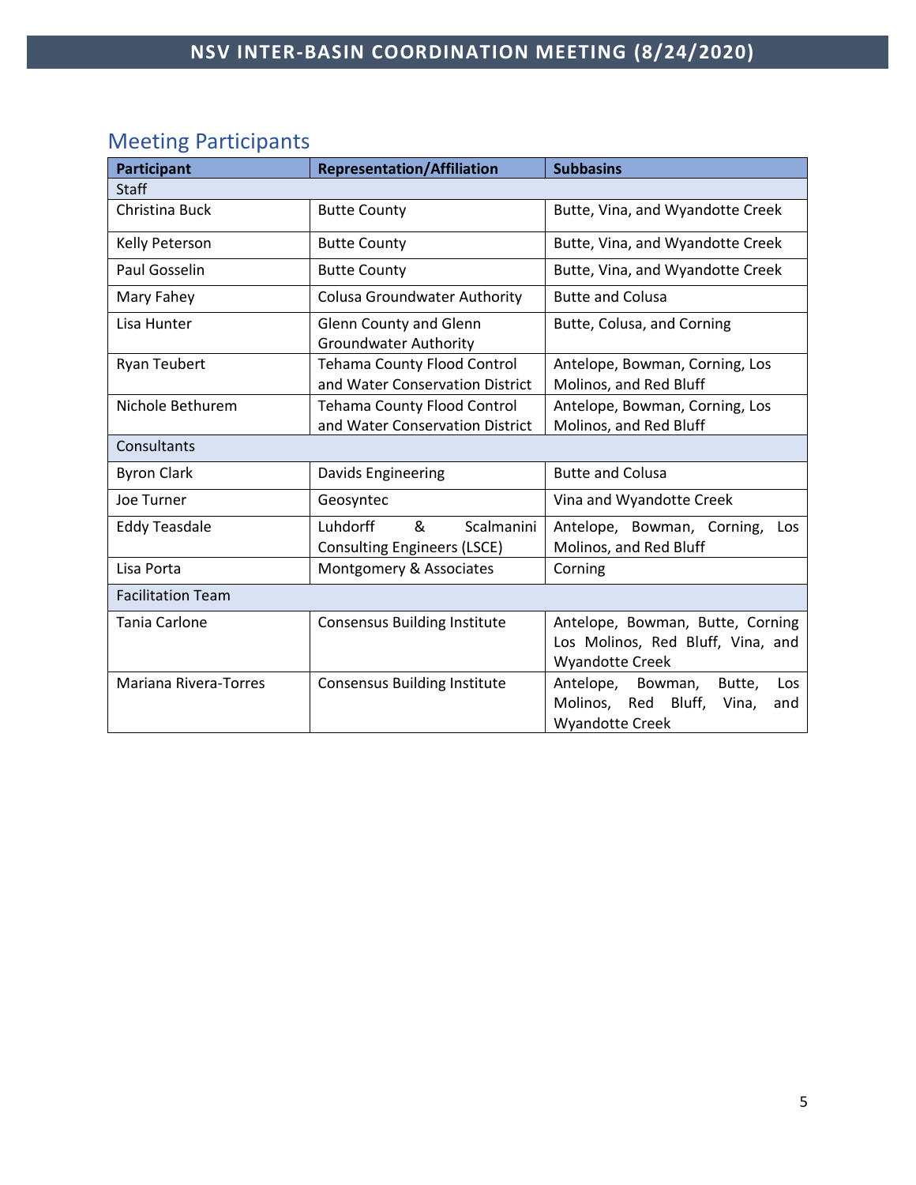## Meeting Participants

| Participant | Representation/Affiliation | Subbasins |
|---|---|---|
| Staff | | |
| Christina Buck | Butte County | Butte, Vina, and Wyandotte Creek |
| Kelly Peterson | Butte County | Butte, Vina, and Wyandotte Creek |
| Paul Gosselin | Butte County | Butte, Vina, and Wyandotte Creek |
| Mary Fahey | Colusa Groundwater Authority | Butte and Colusa |
| Lisa Hunter | Glenn County and Glenn Groundwater Authority | Butte, Colusa, and Corning |
| Ryan Teubert | Tehama County Flood Control and Water Conservation District | Antelope, Bowman, Corning, Los Molinos, and Red Bluff |
| Nichole Bethurem | Tehama County Flood Control and Water Conservation District | Antelope, Bowman, Corning, Los Molinos, and Red Bluff |
| Consultants | | |
| Byron Clark | Davids Engineering | Butte and Colusa |
| Joe Turner | Geosyntec | Vina and Wyandotte Creek |
| Eddy Teasdale | Luhdorff & Scalmanini Consulting Engineers (LSCE) | Antelope, Bowman, Corning, Los Molinos, and Red Bluff |
| Lisa Porta | Montgomery & Associates | Corning |
| Facilitation Team | | |
| Tania Carlone | Consensus Building Institute | Antelope, Bowman, Butte, Corning Los Molinos, Red Bluff, Vina, and Wyandotte Creek |
| Mariana Rivera-Torres | Consensus Building Institute | Antelope, Bowman, Butte, Los Molinos, Red Bluff, Vina, and Wyandotte Creek |